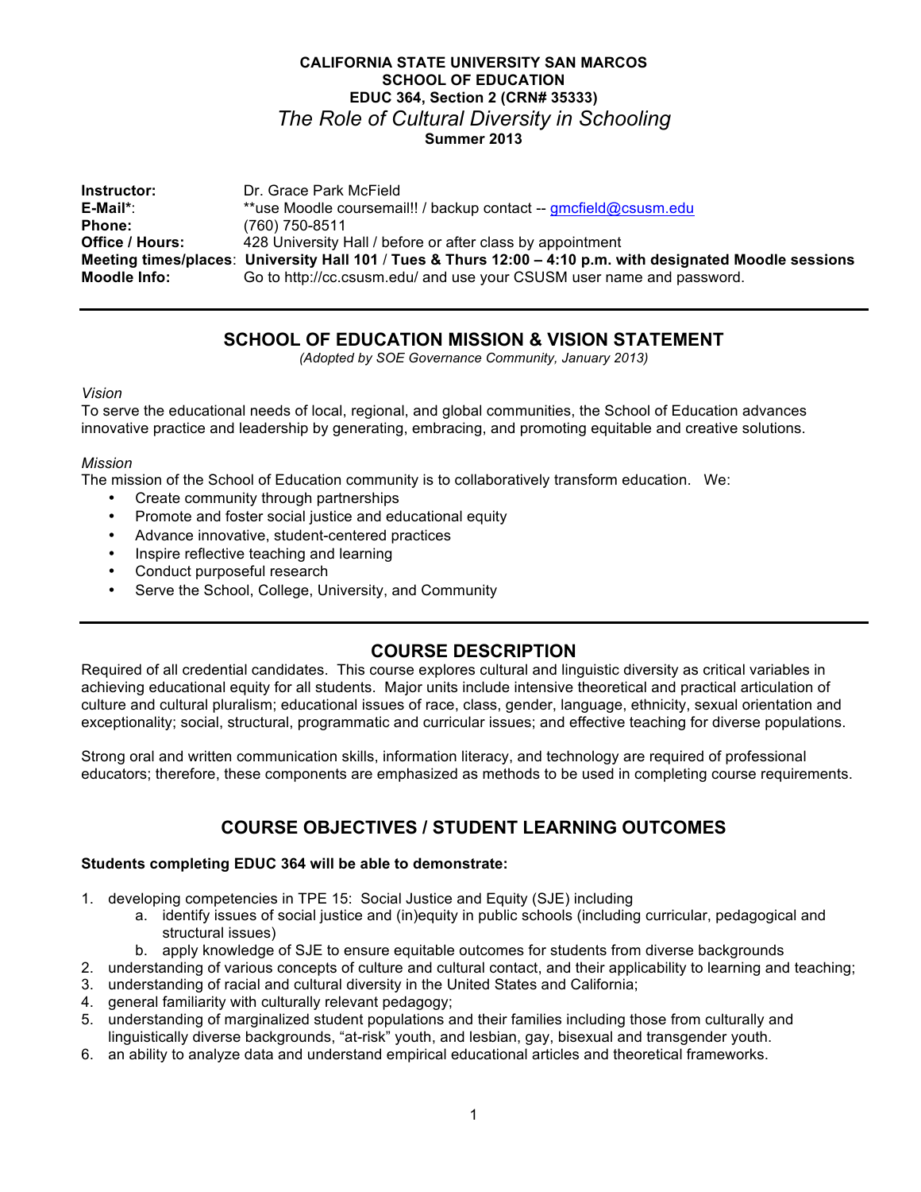**CALIFORNIA STATE UNIVERSITY SAN MARCOS**
**SCHOOL OF EDUCATION**
**EDUC 364, Section 2 (CRN# 35333)**

# *The Role of Cultural Diversity in Schooling*

**Summer 2013**

| | |
|---|---|
| **Instructor:** | Dr. Grace Park McField |
| **E-Mail\*:** | \*\*use Moodle coursemail!! / backup contact -- gmcfield@csusm.edu |
| **Phone:** | (760) 750-8511 |
| **Office / Hours:** | 428 University Hall / before or after class by appointment |
| **Meeting times/places:** | **University Hall 101 / Tues & Thurs 12:00 – 4:10 p.m. with designated Moodle sessions** |
| **Moodle Info:** | Go to http://cc.csusm.edu/ and use your CSUSM user name and password. |

## SCHOOL OF EDUCATION MISSION & VISION STATEMENT

*(Adopted by SOE Governance Community, January 2013)*

*Vision*

To serve the educational needs of local, regional, and global communities, the School of Education advances innovative practice and leadership by generating, embracing, and promoting equitable and creative solutions.

*Mission*

The mission of the School of Education community is to collaboratively transform education. We:

- Create community through partnerships
- Promote and foster social justice and educational equity
- Advance innovative, student-centered practices
- Inspire reflective teaching and learning
- Conduct purposeful research
- Serve the School, College, University, and Community

## COURSE DESCRIPTION

Required of all credential candidates. This course explores cultural and linguistic diversity as critical variables in achieving educational equity for all students. Major units include intensive theoretical and practical articulation of culture and cultural pluralism; educational issues of race, class, gender, language, ethnicity, sexual orientation and exceptionality; social, structural, programmatic and curricular issues; and effective teaching for diverse populations.

Strong oral and written communication skills, information literacy, and technology are required of professional educators; therefore, these components are emphasized as methods to be used in completing course requirements.

## COURSE OBJECTIVES / STUDENT LEARNING OUTCOMES

**Students completing EDUC 364 will be able to demonstrate:**

1. developing competencies in TPE 15: Social Justice and Equity (SJE) including
   a. identify issues of social justice and (in)equity in public schools (including curricular, pedagogical and structural issues)
   b. apply knowledge of SJE to ensure equitable outcomes for students from diverse backgrounds
2. understanding of various concepts of culture and cultural contact, and their applicability to learning and teaching;
3. understanding of racial and cultural diversity in the United States and California;
4. general familiarity with culturally relevant pedagogy;
5. understanding of marginalized student populations and their families including those from culturally and linguistically diverse backgrounds, "at-risk" youth, and lesbian, gay, bisexual and transgender youth.
6. an ability to analyze data and understand empirical educational articles and theoretical frameworks.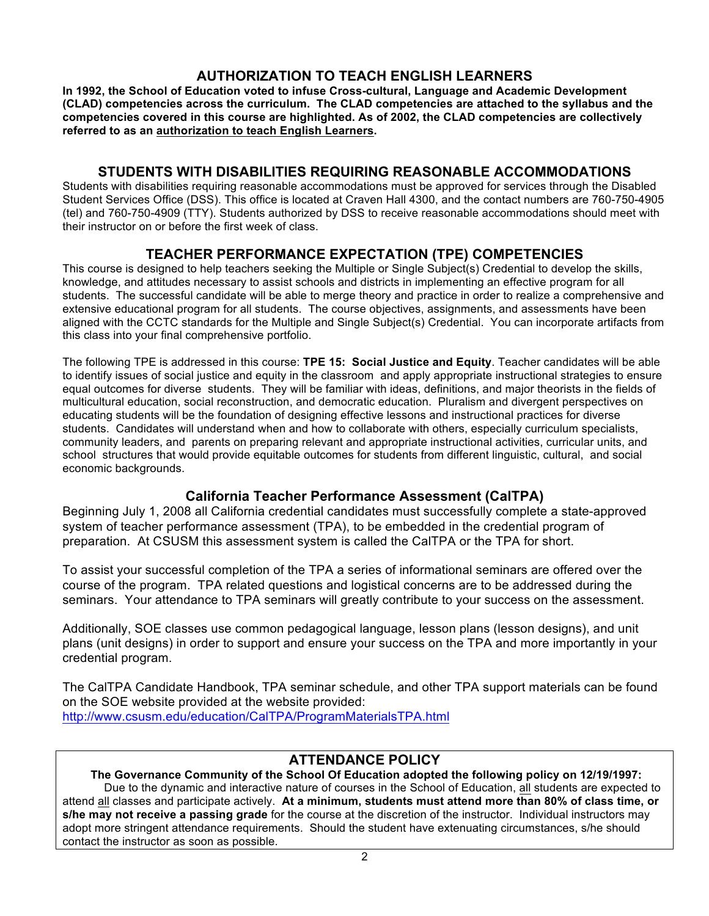## AUTHORIZATION TO TEACH ENGLISH LEARNERS

**In 1992, the School of Education voted to infuse Cross-cultural, Language and Academic Development (CLAD) competencies across the curriculum. The CLAD competencies are attached to the syllabus and the competencies covered in this course are highlighted. As of 2002, the CLAD competencies are collectively referred to as an authorization to teach English Learners.**

## STUDENTS WITH DISABILITIES REQUIRING REASONABLE ACCOMMODATIONS

Students with disabilities requiring reasonable accommodations must be approved for services through the Disabled Student Services Office (DSS). This office is located at Craven Hall 4300, and the contact numbers are 760-750-4905 (tel) and 760-750-4909 (TTY). Students authorized by DSS to receive reasonable accommodations should meet with their instructor on or before the first week of class.

## TEACHER PERFORMANCE EXPECTATION (TPE) COMPETENCIES

This course is designed to help teachers seeking the Multiple or Single Subject(s) Credential to develop the skills, knowledge, and attitudes necessary to assist schools and districts in implementing an effective program for all students. The successful candidate will be able to merge theory and practice in order to realize a comprehensive and extensive educational program for all students. The course objectives, assignments, and assessments have been aligned with the CCTC standards for the Multiple and Single Subject(s) Credential. You can incorporate artifacts from this class into your final comprehensive portfolio.

The following TPE is addressed in this course: **TPE 15: Social Justice and Equity**. Teacher candidates will be able to identify issues of social justice and equity in the classroom and apply appropriate instructional strategies to ensure equal outcomes for diverse students. They will be familiar with ideas, definitions, and major theorists in the fields of multicultural education, social reconstruction, and democratic education. Pluralism and divergent perspectives on educating students will be the foundation of designing effective lessons and instructional practices for diverse students. Candidates will understand when and how to collaborate with others, especially curriculum specialists, community leaders, and parents on preparing relevant and appropriate instructional activities, curricular units, and school structures that would provide equitable outcomes for students from different linguistic, cultural, and social economic backgrounds.

## California Teacher Performance Assessment (CalTPA)

Beginning July 1, 2008 all California credential candidates must successfully complete a state-approved system of teacher performance assessment (TPA), to be embedded in the credential program of preparation. At CSUSM this assessment system is called the CalTPA or the TPA for short.

To assist your successful completion of the TPA a series of informational seminars are offered over the course of the program. TPA related questions and logistical concerns are to be addressed during the seminars. Your attendance to TPA seminars will greatly contribute to your success on the assessment.

Additionally, SOE classes use common pedagogical language, lesson plans (lesson designs), and unit plans (unit designs) in order to support and ensure your success on the TPA and more importantly in your credential program.

The CalTPA Candidate Handbook, TPA seminar schedule, and other TPA support materials can be found on the SOE website provided at the website provided:
http://www.csusm.edu/education/CalTPA/ProgramMaterialsTPA.html

## ATTENDANCE POLICY

**The Governance Community of the School Of Education adopted the following policy on 12/19/1997:**

Due to the dynamic and interactive nature of courses in the School of Education, all students are expected to attend all classes and participate actively. **At a minimum, students must attend more than 80% of class time, or s/he may not receive a passing grade** for the course at the discretion of the instructor. Individual instructors may adopt more stringent attendance requirements. Should the student have extenuating circumstances, s/he should contact the instructor as soon as possible.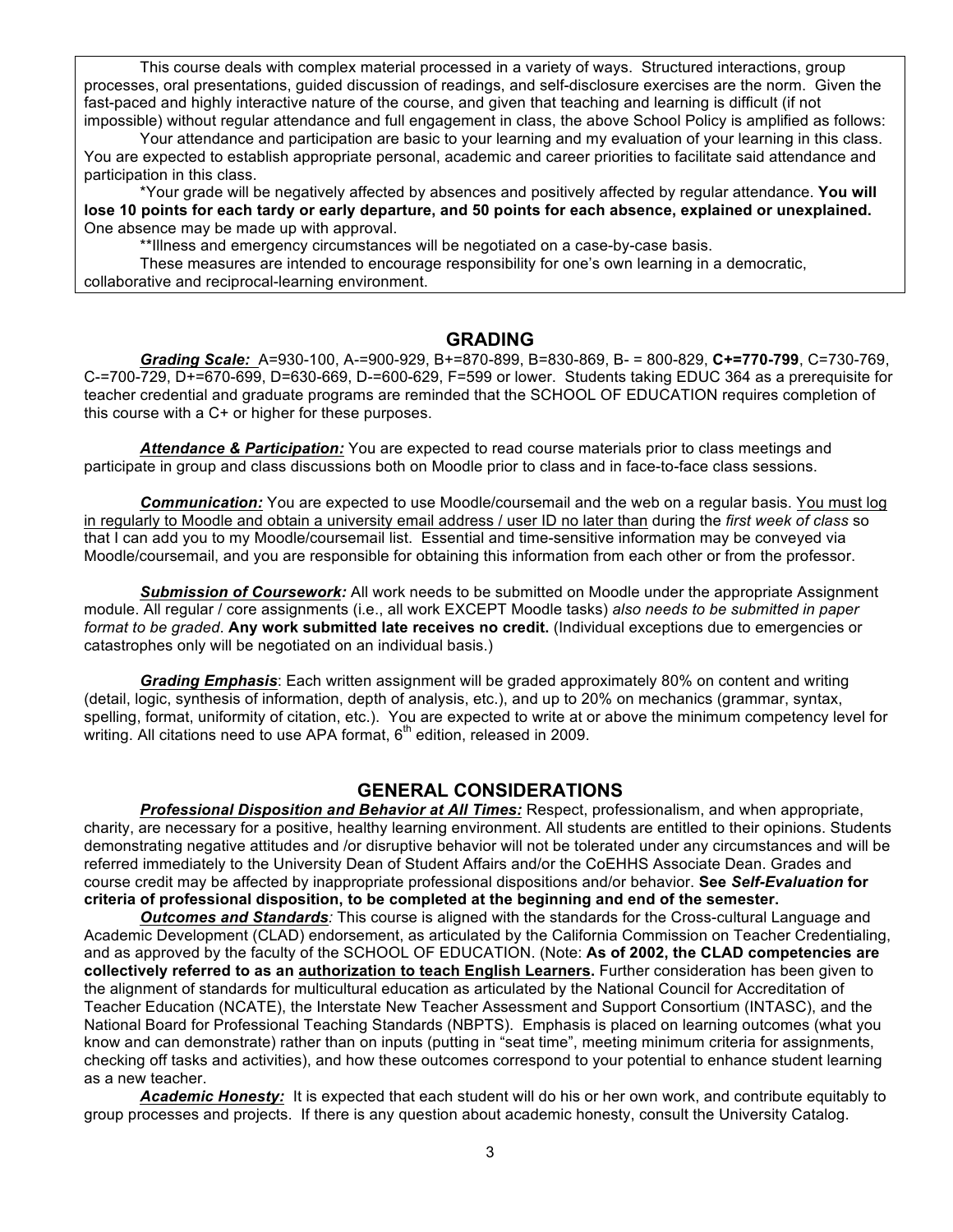This course deals with complex material processed in a variety of ways. Structured interactions, group processes, oral presentations, guided discussion of readings, and self-disclosure exercises are the norm. Given the fast-paced and highly interactive nature of the course, and given that teaching and learning is difficult (if not impossible) without regular attendance and full engagement in class, the above School Policy is amplified as follows:

Your attendance and participation are basic to your learning and my evaluation of your learning in this class. You are expected to establish appropriate personal, academic and career priorities to facilitate said attendance and participation in this class.

*Your grade will be negatively affected by absences and positively affected by regular attendance. **You will lose 10 points for each tardy or early departure, and 50 points for each absence, explained or unexplained.** One absence may be made up with approval.

**Illness and emergency circumstances will be negotiated on a case-by-case basis.

These measures are intended to encourage responsibility for one's own learning in a democratic, collaborative and reciprocal-learning environment.

## GRADING

***Grading Scale:*** A=930-100, A-=900-929, B+=870-899, B=830-869, B- = 800-829, **C+=770-799**, C=730-769, C-=700-729, D+=670-699, D=630-669, D-=600-629, F=599 or lower. Students taking EDUC 364 as a prerequisite for teacher credential and graduate programs are reminded that the SCHOOL OF EDUCATION requires completion of this course with a C+ or higher for these purposes.

***Attendance & Participation:*** You are expected to read course materials prior to class meetings and participate in group and class discussions both on Moodle prior to class and in face-to-face class sessions.

***Communication:*** You are expected to use Moodle/coursemail and the web on a regular basis. You must log in regularly to Moodle and obtain a university email address / user ID no later than during the *first week of class* so that I can add you to my Moodle/coursemail list. Essential and time-sensitive information may be conveyed via Moodle/coursemail, and you are responsible for obtaining this information from each other or from the professor.

***Submission of Coursework:*** All work needs to be submitted on Moodle under the appropriate Assignment module. All regular / core assignments (i.e., all work EXCEPT Moodle tasks) *also needs to be submitted in paper format to be graded*. **Any work submitted late receives no credit.** (Individual exceptions due to emergencies or catastrophes only will be negotiated on an individual basis.)

***Grading Emphasis***: Each written assignment will be graded approximately 80% on content and writing (detail, logic, synthesis of information, depth of analysis, etc.), and up to 20% on mechanics (grammar, syntax, spelling, format, uniformity of citation, etc.). You are expected to write at or above the minimum competency level for writing. All citations need to use APA format, 6th edition, released in 2009.

## GENERAL CONSIDERATIONS

***Professional Disposition and Behavior at All Times:*** Respect, professionalism, and when appropriate, charity, are necessary for a positive, healthy learning environment. All students are entitled to their opinions. Students demonstrating negative attitudes and /or disruptive behavior will not be tolerated under any circumstances and will be referred immediately to the University Dean of Student Affairs and/or the CoEHHS Associate Dean. Grades and course credit may be affected by inappropriate professional dispositions and/or behavior. **See *Self-Evaluation* for criteria of professional disposition, to be completed at the beginning and end of the semester.**

***Outcomes and Standards****:* This course is aligned with the standards for the Cross-cultural Language and Academic Development (CLAD) endorsement, as articulated by the California Commission on Teacher Credentialing, and as approved by the faculty of the SCHOOL OF EDUCATION. (Note: **As of 2002, the CLAD competencies are collectively referred to as an authorization to teach English Learners.** Further consideration has been given to the alignment of standards for multicultural education as articulated by the National Council for Accreditation of Teacher Education (NCATE), the Interstate New Teacher Assessment and Support Consortium (INTASC), and the National Board for Professional Teaching Standards (NBPTS). Emphasis is placed on learning outcomes (what you know and can demonstrate) rather than on inputs (putting in "seat time", meeting minimum criteria for assignments, checking off tasks and activities), and how these outcomes correspond to your potential to enhance student learning as a new teacher.

***Academic Honesty:*** It is expected that each student will do his or her own work, and contribute equitably to group processes and projects. If there is any question about academic honesty, consult the University Catalog.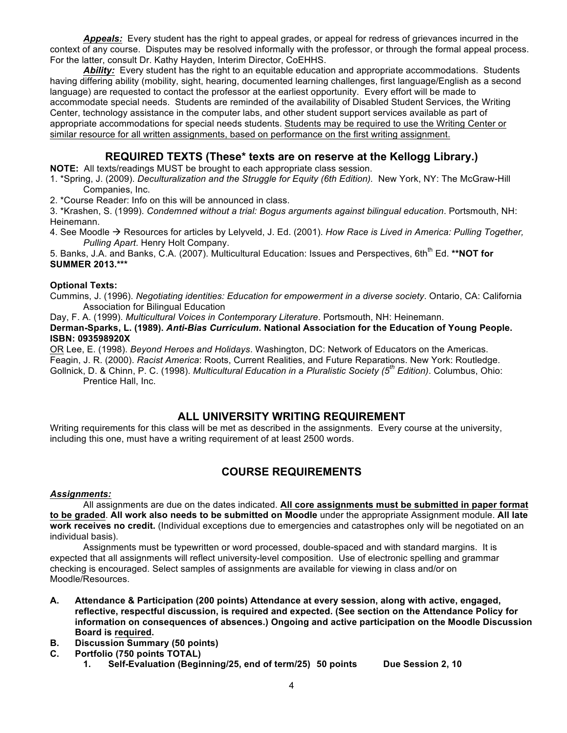***Appeals:*** Every student has the right to appeal grades, or appeal for redress of grievances incurred in the context of any course. Disputes may be resolved informally with the professor, or through the formal appeal process. For the latter, consult Dr. Kathy Hayden, Interim Director, CoEHHS.

***Ability:*** Every student has the right to an equitable education and appropriate accommodations. Students having differing ability (mobility, sight, hearing, documented learning challenges, first language/English as a second language) are requested to contact the professor at the earliest opportunity. Every effort will be made to accommodate special needs. Students are reminded of the availability of Disabled Student Services, the Writing Center, technology assistance in the computer labs, and other student support services available as part of appropriate accommodations for special needs students. <u>Students may be required to use the Writing Center or similar resource for all written assignments, based on performance on the first writing assignment.</u>

## REQUIRED TEXTS (These* texts are on reserve at the Kellogg Library.)

**NOTE:** All texts/readings MUST be brought to each appropriate class session.

1. *Spring, J. (2009). *Deculturalization and the Struggle for Equity (6th Edition).* New York, NY: The McGraw-Hill Companies, Inc.
2. *Course Reader: Info on this will be announced in class.
3. *Krashen, S. (1999). *Condemned without a trial: Bogus arguments against bilingual education*. Portsmouth, NH: Heinemann.
4. See Moodle → Resources for articles by Lelyveld, J. Ed. (2001). *How Race is Lived in America: Pulling Together, Pulling Apart*. Henry Holt Company.
5. Banks, J.A. and Banks, C.A. (2007). Multicultural Education: Issues and Perspectives, 6th Ed. ***NOT for SUMMER 2013.*****

**Optional Texts:**

Cummins, J. (1996). *Negotiating identities: Education for empowerment in a diverse society*. Ontario, CA: California Association for Bilingual Education

Day, F. A. (1999). *Multicultural Voices in Contemporary Literature*. Portsmouth, NH: Heinemann.

**Derman-Sparks, L. (1989). *Anti-Bias Curriculum.* National Association for the Education of Young People. ISBN: 093598920X**

<u>OR</u> Lee, E. (1998). *Beyond Heroes and Holidays*. Washington, DC: Network of Educators on the Americas.

Feagin, J. R. (2000). *Racist America*: Roots, Current Realities, and Future Reparations. New York: Routledge.

Gollnick, D. & Chinn, P. C. (1998). *Multicultural Education in a Pluralistic Society (5th Edition)*. Columbus, Ohio: Prentice Hall, Inc.

## ALL UNIVERSITY WRITING REQUIREMENT

Writing requirements for this class will be met as described in the assignments. Every course at the university, including this one, must have a writing requirement of at least 2500 words.

## COURSE REQUIREMENTS

***<u>Assignments:</u>***

All assignments are due on the dates indicated. **<u>All core assignments must be submitted in paper format to be graded</u>**. **All work also needs to be submitted on Moodle** under the appropriate Assignment module. **All late work receives no credit.** (Individual exceptions due to emergencies and catastrophes only will be negotiated on an individual basis).

Assignments must be typewritten or word processed, double-spaced and with standard margins. It is expected that all assignments will reflect university-level composition. Use of electronic spelling and grammar checking is encouraged. Select samples of assignments are available for viewing in class and/or on Moodle/Resources.

**A. Attendance & Participation (200 points) Attendance at every session, along with active, engaged, reflective, respectful discussion, is required and expected. (See section on the Attendance Policy for information on consequences of absences.) Ongoing and active participation on the Moodle Discussion Board is <u>required</u>.**

**B. Discussion Summary (50 points)**

**C. Portfolio (750 points TOTAL)**

**1. Self-Evaluation (Beginning/25, end of term/25) 50 points Due Session 2, 10**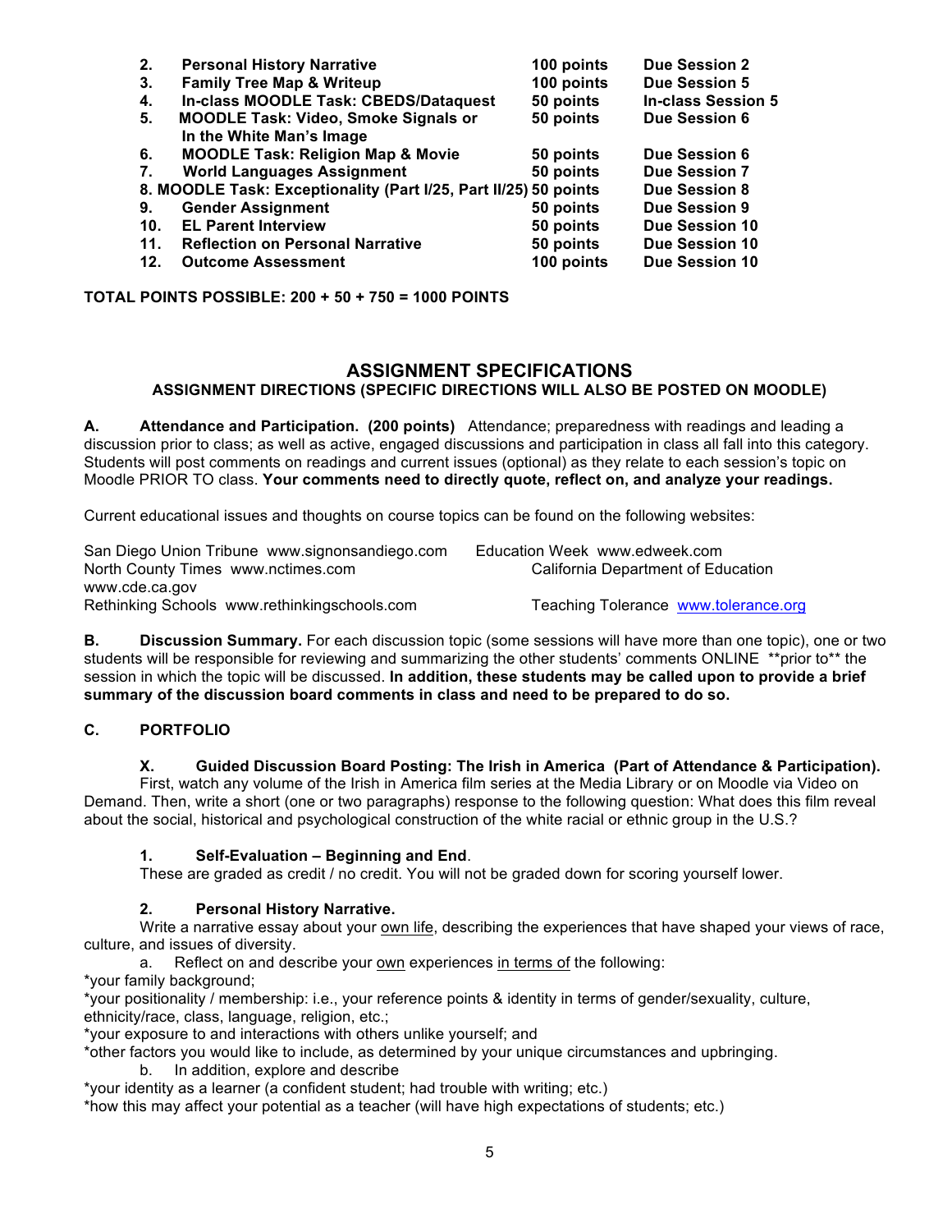| | | | |
|---|---|---|---|
| **2.** | **Personal History Narrative** | **100 points** | **Due Session 2** |
| **3.** | **Family Tree Map & Writeup** | **100 points** | **Due Session 5** |
| **4.** | **In-class MOODLE Task: CBEDS/Dataquest** | **50 points** | **In-class Session 5** |
| **5.** | **MOODLE Task: Video, Smoke Signals or In the White Man's Image** | **50 points** | **Due Session 6** |
| **6.** | **MOODLE Task: Religion Map & Movie** | **50 points** | **Due Session 6** |
| **7.** | **World Languages Assignment** | **50 points** | **Due Session 7** |
| **8.** | **MOODLE Task: Exceptionality (Part I/25, Part II/25)** | **50 points** | **Due Session 8** |
| **9.** | **Gender Assignment** | **50 points** | **Due Session 9** |
| **10.** | **EL Parent Interview** | **50 points** | **Due Session 10** |
| **11.** | **Reflection on Personal Narrative** | **50 points** | **Due Session 10** |
| **12.** | **Outcome Assessment** | **100 points** | **Due Session 10** |

**TOTAL POINTS POSSIBLE: 200 + 50 + 750 = 1000 POINTS**

## ASSIGNMENT SPECIFICATIONS

### ASSIGNMENT DIRECTIONS (SPECIFIC DIRECTIONS WILL ALSO BE POSTED ON MOODLE)

**A. Attendance and Participation. (200 points)** Attendance; preparedness with readings and leading a discussion prior to class; as well as active, engaged discussions and participation in class all fall into this category. Students will post comments on readings and current issues (optional) as they relate to each session's topic on Moodle PRIOR TO class. **Your comments need to directly quote, reflect on, and analyze your readings.**

Current educational issues and thoughts on course topics can be found on the following websites:

San Diego Union Tribune www.signonsandiego.com
Education Week www.edweek.com
North County Times www.nctimes.com
California Department of Education www.cde.ca.gov
Rethinking Schools www.rethinkingschools.com
Teaching Tolerance www.tolerance.org

**B. Discussion Summary.** For each discussion topic (some sessions will have more than one topic), one or two students will be responsible for reviewing and summarizing the other students' comments ONLINE **prior to** the session in which the topic will be discussed. **In addition, these students may be called upon to provide a brief summary of the discussion board comments in class and need to be prepared to do so.**

**C. PORTFOLIO**

**X. Guided Discussion Board Posting: The Irish in America (Part of Attendance & Participation).**

First, watch any volume of the Irish in America film series at the Media Library or on Moodle via Video on Demand. Then, write a short (one or two paragraphs) response to the following question: What does this film reveal about the social, historical and psychological construction of the white racial or ethnic group in the U.S.?

**1. Self-Evaluation – Beginning and End**.

These are graded as credit / no credit. You will not be graded down for scoring yourself lower.

**2. Personal History Narrative.**

Write a narrative essay about your own life, describing the experiences that have shaped your views of race, culture, and issues of diversity.

a. Reflect on and describe your own experiences in terms of the following:

*your family background;
*your positionality / membership: i.e., your reference points & identity in terms of gender/sexuality, culture, ethnicity/race, class, language, religion, etc.;
*your exposure to and interactions with others unlike yourself; and
*other factors you would like to include, as determined by your unique circumstances and upbringing.

b. In addition, explore and describe

*your identity as a learner (a confident student; had trouble with writing; etc.)
*how this may affect your potential as a teacher (will have high expectations of students; etc.)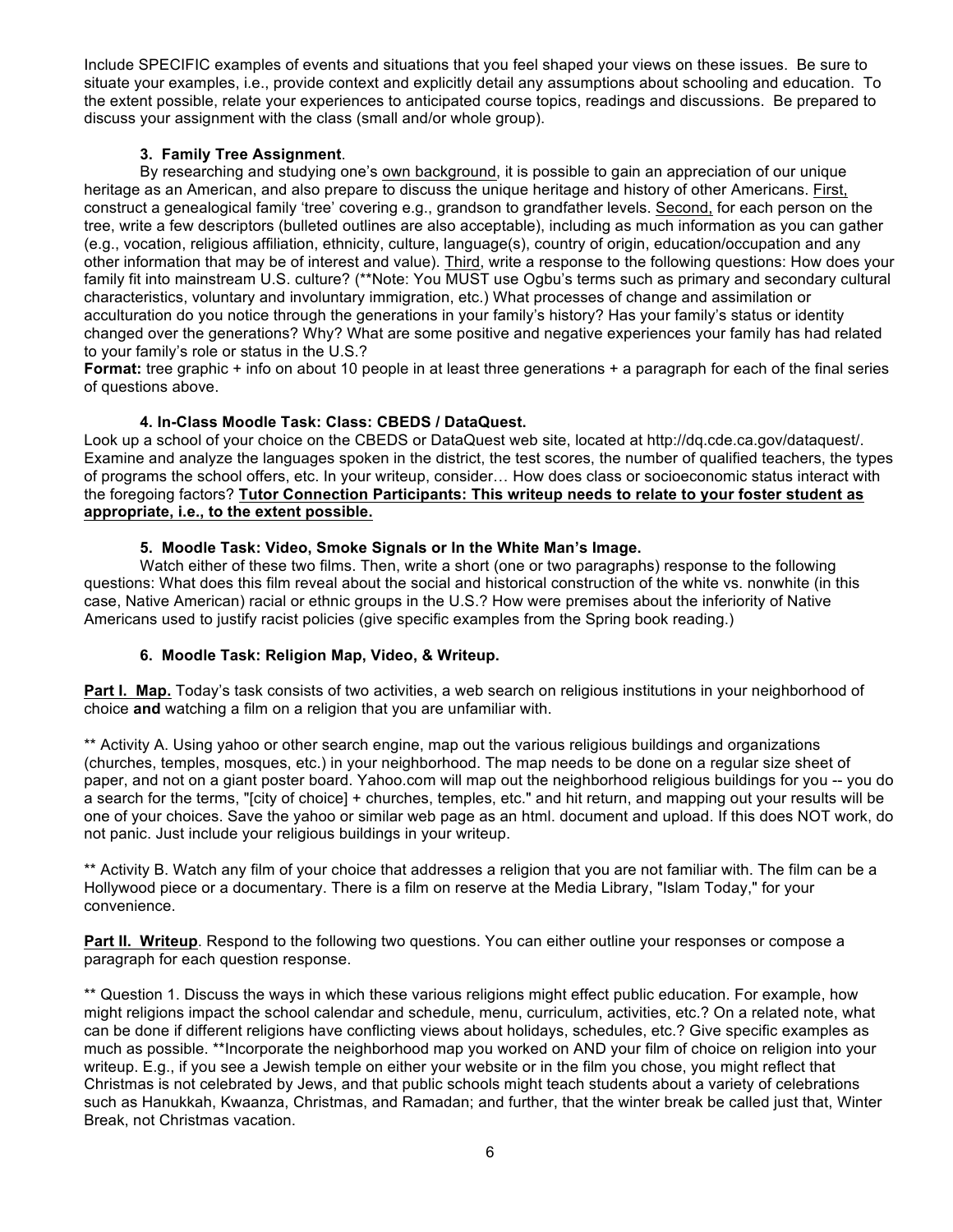Include SPECIFIC examples of events and situations that you feel shaped your views on these issues. Be sure to situate your examples, i.e., provide context and explicitly detail any assumptions about schooling and education. To the extent possible, relate your experiences to anticipated course topics, readings and discussions. Be prepared to discuss your assignment with the class (small and/or whole group).

### 3. Family Tree Assignment.

By researching and studying one's own background, it is possible to gain an appreciation of our unique heritage as an American, and also prepare to discuss the unique heritage and history of other Americans. First, construct a genealogical family 'tree' covering e.g., grandson to grandfather levels. Second, for each person on the tree, write a few descriptors (bulleted outlines are also acceptable), including as much information as you can gather (e.g., vocation, religious affiliation, ethnicity, culture, language(s), country of origin, education/occupation and any other information that may be of interest and value). Third, write a response to the following questions: How does your family fit into mainstream U.S. culture? (**Note: You MUST use Ogbu's terms such as primary and secondary cultural characteristics, voluntary and involuntary immigration, etc.) What processes of change and assimilation or acculturation do you notice through the generations in your family's history? Has your family's status or identity changed over the generations? Why? What are some positive and negative experiences your family has had related to your family's role or status in the U.S.?

**Format:** tree graphic + info on about 10 people in at least three generations + a paragraph for each of the final series of questions above.

### 4. In-Class Moodle Task: Class: CBEDS / DataQuest.

Look up a school of your choice on the CBEDS or DataQuest web site, located at http://dq.cde.ca.gov/dataquest/. Examine and analyze the languages spoken in the district, the test scores, the number of qualified teachers, the types of programs the school offers, etc. In your writeup, consider… How does class or socioeconomic status interact with the foregoing factors? **Tutor Connection Participants: This writeup needs to relate to your foster student as appropriate, i.e., to the extent possible.**

### 5. Moodle Task: Video, Smoke Signals or In the White Man's Image.

Watch either of these two films. Then, write a short (one or two paragraphs) response to the following questions: What does this film reveal about the social and historical construction of the white vs. nonwhite (in this case, Native American) racial or ethnic groups in the U.S.? How were premises about the inferiority of Native Americans used to justify racist policies (give specific examples from the Spring book reading.)

### 6. Moodle Task: Religion Map, Video, & Writeup.

**Part I. Map.** Today's task consists of two activities, a web search on religious institutions in your neighborhood of choice **and** watching a film on a religion that you are unfamiliar with.

** Activity A. Using yahoo or other search engine, map out the various religious buildings and organizations (churches, temples, mosques, etc.) in your neighborhood. The map needs to be done on a regular size sheet of paper, and not on a giant poster board. Yahoo.com will map out the neighborhood religious buildings for you -- you do a search for the terms, "[city of choice] + churches, temples, etc." and hit return, and mapping out your results will be one of your choices. Save the yahoo or similar web page as an html. document and upload. If this does NOT work, do not panic. Just include your religious buildings in your writeup.

** Activity B. Watch any film of your choice that addresses a religion that you are not familiar with. The film can be a Hollywood piece or a documentary. There is a film on reserve at the Media Library, "Islam Today," for your convenience.

**Part II. Writeup**. Respond to the following two questions. You can either outline your responses or compose a paragraph for each question response.

** Question 1. Discuss the ways in which these various religions might effect public education. For example, how might religions impact the school calendar and schedule, menu, curriculum, activities, etc.? On a related note, what can be done if different religions have conflicting views about holidays, schedules, etc.? Give specific examples as much as possible. **Incorporate the neighborhood map you worked on AND your film of choice on religion into your writeup. E.g., if you see a Jewish temple on either your website or in the film you chose, you might reflect that Christmas is not celebrated by Jews, and that public schools might teach students about a variety of celebrations such as Hanukkah, Kwaanza, Christmas, and Ramadan; and further, that the winter break be called just that, Winter Break, not Christmas vacation.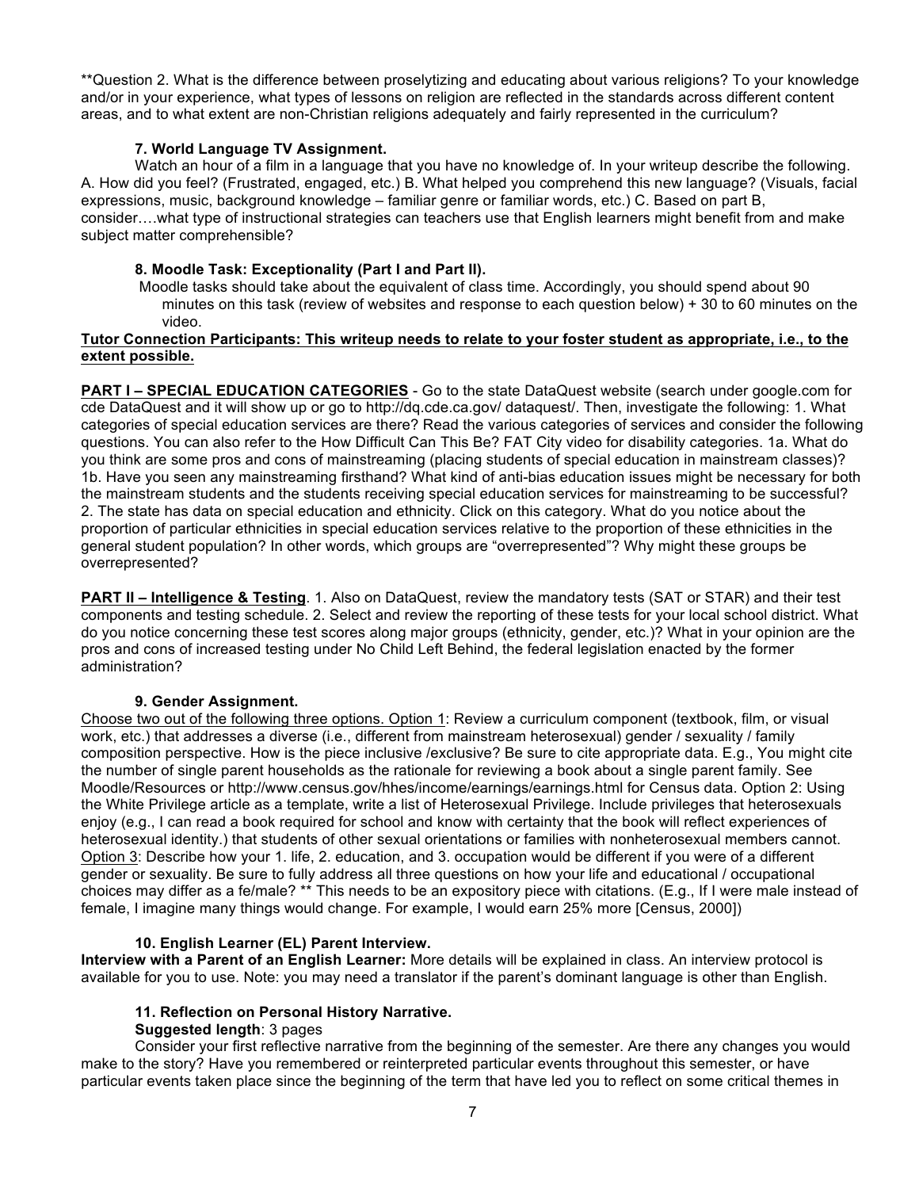**Question 2. What is the difference between proselytizing and educating about various religions? To your knowledge and/or in your experience, what types of lessons on religion are reflected in the standards across different content areas, and to what extent are non-Christian religions adequately and fairly represented in the curriculum?

### 7. World Language TV Assignment.

Watch an hour of a film in a language that you have no knowledge of. In your writeup describe the following. A. How did you feel? (Frustrated, engaged, etc.) B. What helped you comprehend this new language? (Visuals, facial expressions, music, background knowledge – familiar genre or familiar words, etc.) C. Based on part B, consider….what type of instructional strategies can teachers use that English learners might benefit from and make subject matter comprehensible?

### 8. Moodle Task: Exceptionality (Part I and Part II).

Moodle tasks should take about the equivalent of class time. Accordingly, you should spend about 90 minutes on this task (review of websites and response to each question below) + 30 to 60 minutes on the video.

**Tutor Connection Participants: This writeup needs to relate to your foster student as appropriate, i.e., to the extent possible.**

**PART I – SPECIAL EDUCATION CATEGORIES** - Go to the state DataQuest website (search under google.com for cde DataQuest and it will show up or go to http://dq.cde.ca.gov/ dataquest/. Then, investigate the following: 1. What categories of special education services are there? Read the various categories of services and consider the following questions. You can also refer to the How Difficult Can This Be? FAT City video for disability categories. 1a. What do you think are some pros and cons of mainstreaming (placing students of special education in mainstream classes)? 1b. Have you seen any mainstreaming firsthand? What kind of anti-bias education issues might be necessary for both the mainstream students and the students receiving special education services for mainstreaming to be successful? 2. The state has data on special education and ethnicity. Click on this category. What do you notice about the proportion of particular ethnicities in special education services relative to the proportion of these ethnicities in the general student population? In other words, which groups are "overrepresented"? Why might these groups be overrepresented?

**PART II – Intelligence & Testing**. 1. Also on DataQuest, review the mandatory tests (SAT or STAR) and their test components and testing schedule. 2. Select and review the reporting of these tests for your local school district. What do you notice concerning these test scores along major groups (ethnicity, gender, etc.)? What in your opinion are the pros and cons of increased testing under No Child Left Behind, the federal legislation enacted by the former administration?

### 9. Gender Assignment.

Choose two out of the following three options. Option 1: Review a curriculum component (textbook, film, or visual work, etc.) that addresses a diverse (i.e., different from mainstream heterosexual) gender / sexuality / family composition perspective. How is the piece inclusive /exclusive? Be sure to cite appropriate data. E.g., You might cite the number of single parent households as the rationale for reviewing a book about a single parent family. See Moodle/Resources or http://www.census.gov/hhes/income/earnings/earnings.html for Census data. Option 2: Using the White Privilege article as a template, write a list of Heterosexual Privilege. Include privileges that heterosexuals enjoy (e.g., I can read a book required for school and know with certainty that the book will reflect experiences of heterosexual identity.) that students of other sexual orientations or families with nonheterosexual members cannot. Option 3: Describe how your 1. life, 2. education, and 3. occupation would be different if you were of a different gender or sexuality. Be sure to fully address all three questions on how your life and educational / occupational choices may differ as a fe/male? ** This needs to be an expository piece with citations. (E.g., If I were male instead of female, I imagine many things would change. For example, I would earn 25% more [Census, 2000])

### 10. English Learner (EL) Parent Interview.

**Interview with a Parent of an English Learner:** More details will be explained in class. An interview protocol is available for you to use. Note: you may need a translator if the parent's dominant language is other than English.

### 11. Reflection on Personal History Narrative.

**Suggested length**: 3 pages

Consider your first reflective narrative from the beginning of the semester. Are there any changes you would make to the story? Have you remembered or reinterpreted particular events throughout this semester, or have particular events taken place since the beginning of the term that have led you to reflect on some critical themes in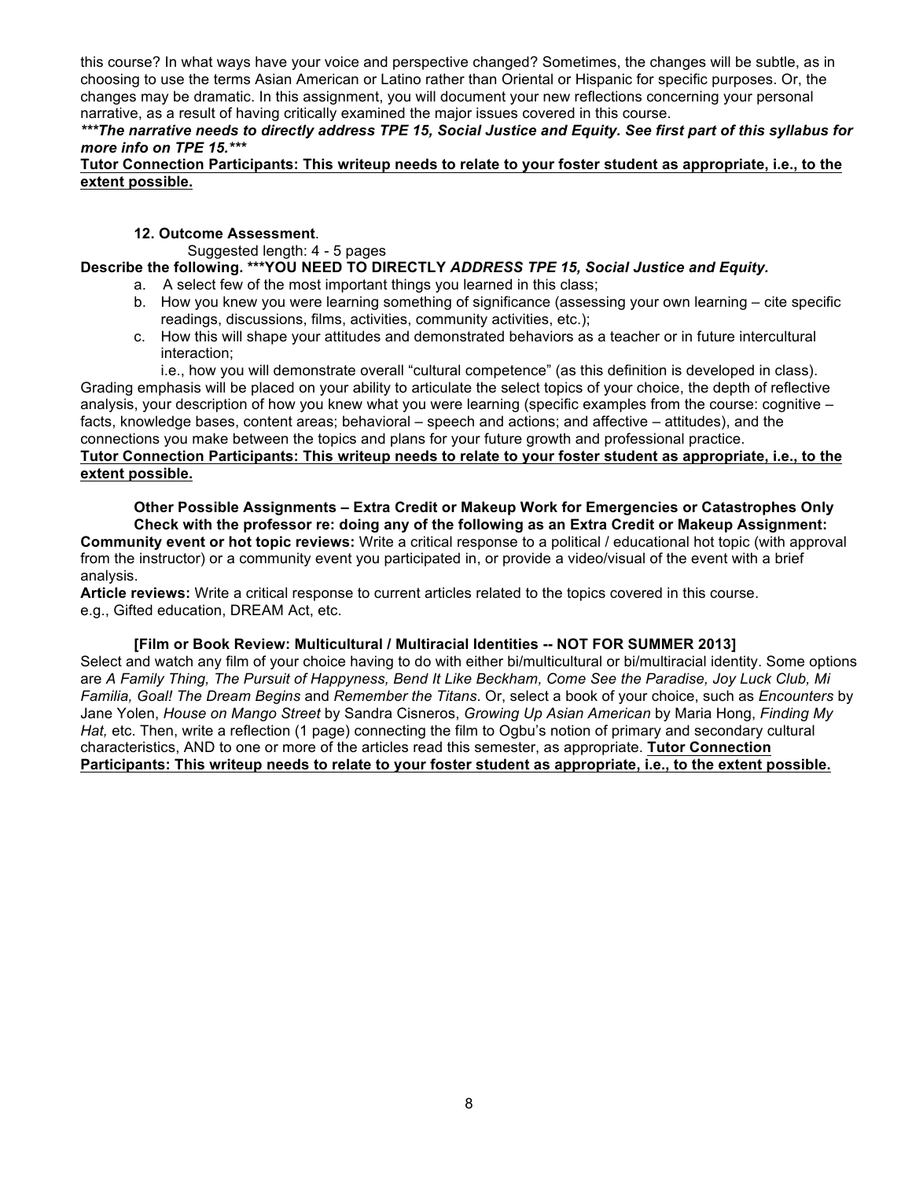this course? In what ways have your voice and perspective changed? Sometimes, the changes will be subtle, as in choosing to use the terms Asian American or Latino rather than Oriental or Hispanic for specific purposes. Or, the changes may be dramatic. In this assignment, you will document your new reflections concerning your personal narrative, as a result of having critically examined the major issues covered in this course.

***\*\*\*The narrative needs to directly address TPE 15, Social Justice and Equity. See first part of this syllabus for more info on TPE 15.\*\*\****

<u>**Tutor Connection Participants: This writeup needs to relate to your foster student as appropriate, i.e., to the extent possible.**</u>

**12. Outcome Assessment**.

Suggested length: 4 - 5 pages

**Describe the following. \*\*\*YOU NEED TO DIRECTLY *ADDRESS TPE 15, Social Justice and Equity.***

a. A select few of the most important things you learned in this class;
b. How you knew you were learning something of significance (assessing your own learning – cite specific readings, discussions, films, activities, community activities, etc.);
c. How this will shape your attitudes and demonstrated behaviors as a teacher or in future intercultural interaction;

i.e., how you will demonstrate overall "cultural competence" (as this definition is developed in class).

Grading emphasis will be placed on your ability to articulate the select topics of your choice, the depth of reflective analysis, your description of how you knew what you were learning (specific examples from the course: cognitive – facts, knowledge bases, content areas; behavioral – speech and actions; and affective – attitudes), and the connections you make between the topics and plans for your future growth and professional practice.

<u>**Tutor Connection Participants: This writeup needs to relate to your foster student as appropriate, i.e., to the extent possible.**</u>

**Other Possible Assignments – Extra Credit or Makeup Work for Emergencies or Catastrophes Only**

**Check with the professor re: doing any of the following as an Extra Credit or Makeup Assignment:**

**Community event or hot topic reviews:** Write a critical response to a political / educational hot topic (with approval from the instructor) or a community event you participated in, or provide a video/visual of the event with a brief analysis.

**Article reviews:** Write a critical response to current articles related to the topics covered in this course. e.g., Gifted education, DREAM Act, etc.

**[Film or Book Review: Multicultural / Multiracial Identities -- NOT FOR SUMMER 2013]**

Select and watch any film of your choice having to do with either bi/multicultural or bi/multiracial identity. Some options are *A Family Thing, The Pursuit of Happyness, Bend It Like Beckham, Come See the Paradise, Joy Luck Club, Mi Familia, Goal! The Dream Begins* and *Remember the Titans*. Or, select a book of your choice, such as *Encounters* by Jane Yolen, *House on Mango Street* by Sandra Cisneros, *Growing Up Asian American* by Maria Hong, *Finding My Hat,* etc. Then, write a reflection (1 page) connecting the film to Ogbu's notion of primary and secondary cultural characteristics, AND to one or more of the articles read this semester, as appropriate. <u>**Tutor Connection Participants: This writeup needs to relate to your foster student as appropriate, i.e., to the extent possible.**</u>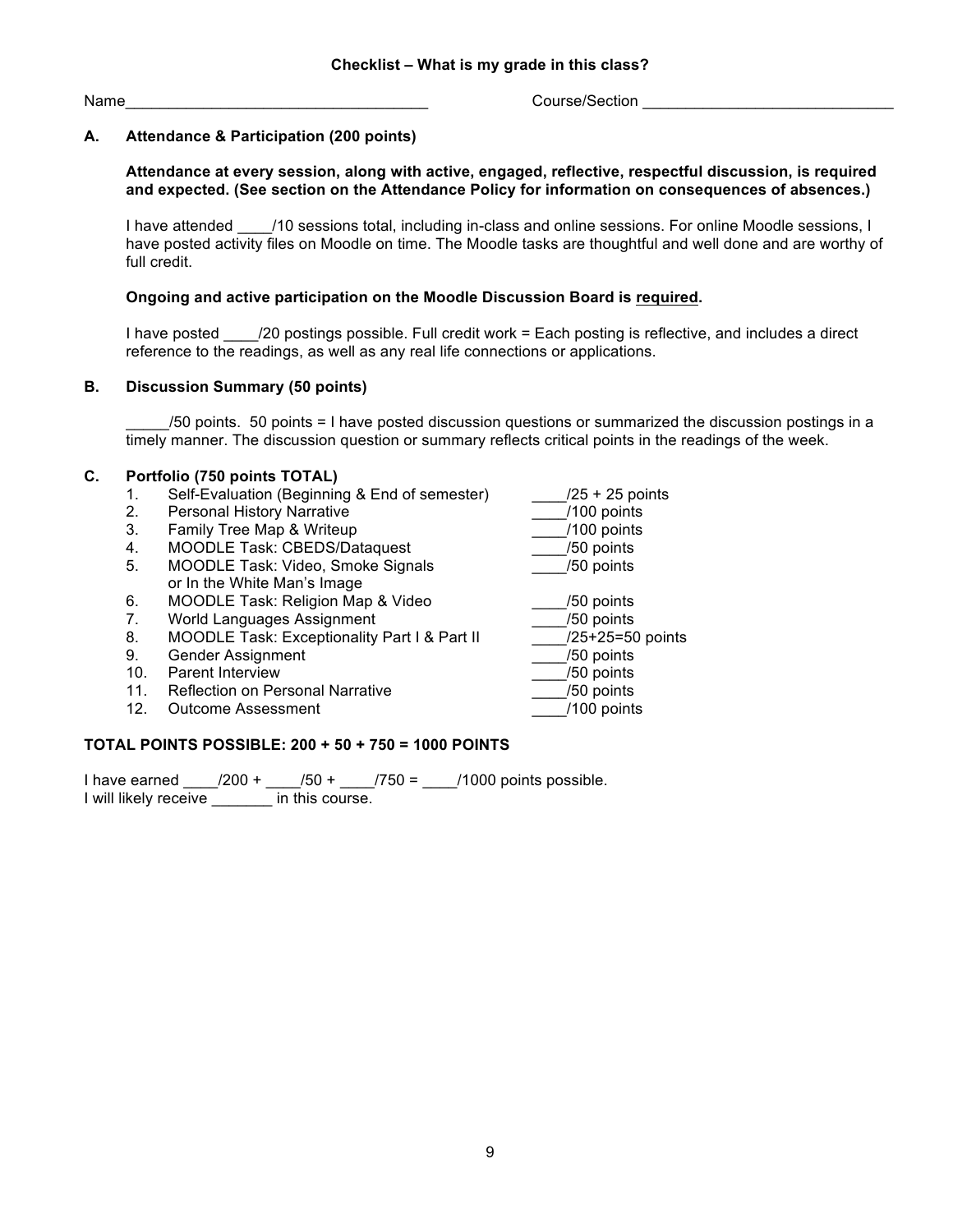**Checklist – What is my grade in this class?**

Name___________________________________ Course/Section _____________________________

**A. Attendance & Participation (200 points)**

**Attendance at every session, along with active, engaged, reflective, respectful discussion, is required and expected. (See section on the Attendance Policy for information on consequences of absences.)**

I have attended ____/10 sessions total, including in-class and online sessions. For online Moodle sessions, I have posted activity files on Moodle on time. The Moodle tasks are thoughtful and well done and are worthy of full credit.

**Ongoing and active participation on the Moodle Discussion Board is <u>required</u>.**

I have posted ____/20 postings possible. Full credit work = Each posting is reflective, and includes a direct reference to the readings, as well as any real life connections or applications.

**B. Discussion Summary (50 points)**

_____/50 points. 50 points = I have posted discussion questions or summarized the discussion postings in a timely manner. The discussion question or summary reflects critical points in the readings of the week.

**C. Portfolio (750 points TOTAL)**

1. Self-Evaluation (Beginning & End of semester) ____/25 + 25 points
2. Personal History Narrative ____/100 points
3. Family Tree Map & Writeup ____/100 points
4. MOODLE Task: CBEDS/Dataquest ____/50 points
5. MOODLE Task: Video, Smoke Signals or In the White Man's Image ____/50 points
6. MOODLE Task: Religion Map & Video ____/50 points
7. World Languages Assignment ____/50 points
8. MOODLE Task: Exceptionality Part I & Part II ____/25+25=50 points
9. Gender Assignment ____/50 points
10. Parent Interview ____/50 points
11. Reflection on Personal Narrative ____/50 points
12. Outcome Assessment ____/100 points

**TOTAL POINTS POSSIBLE: 200 + 50 + 750 = 1000 POINTS**

I have earned ____/200 + ____/50 + ____/750 = ____/1000 points possible.
I will likely receive _______ in this course.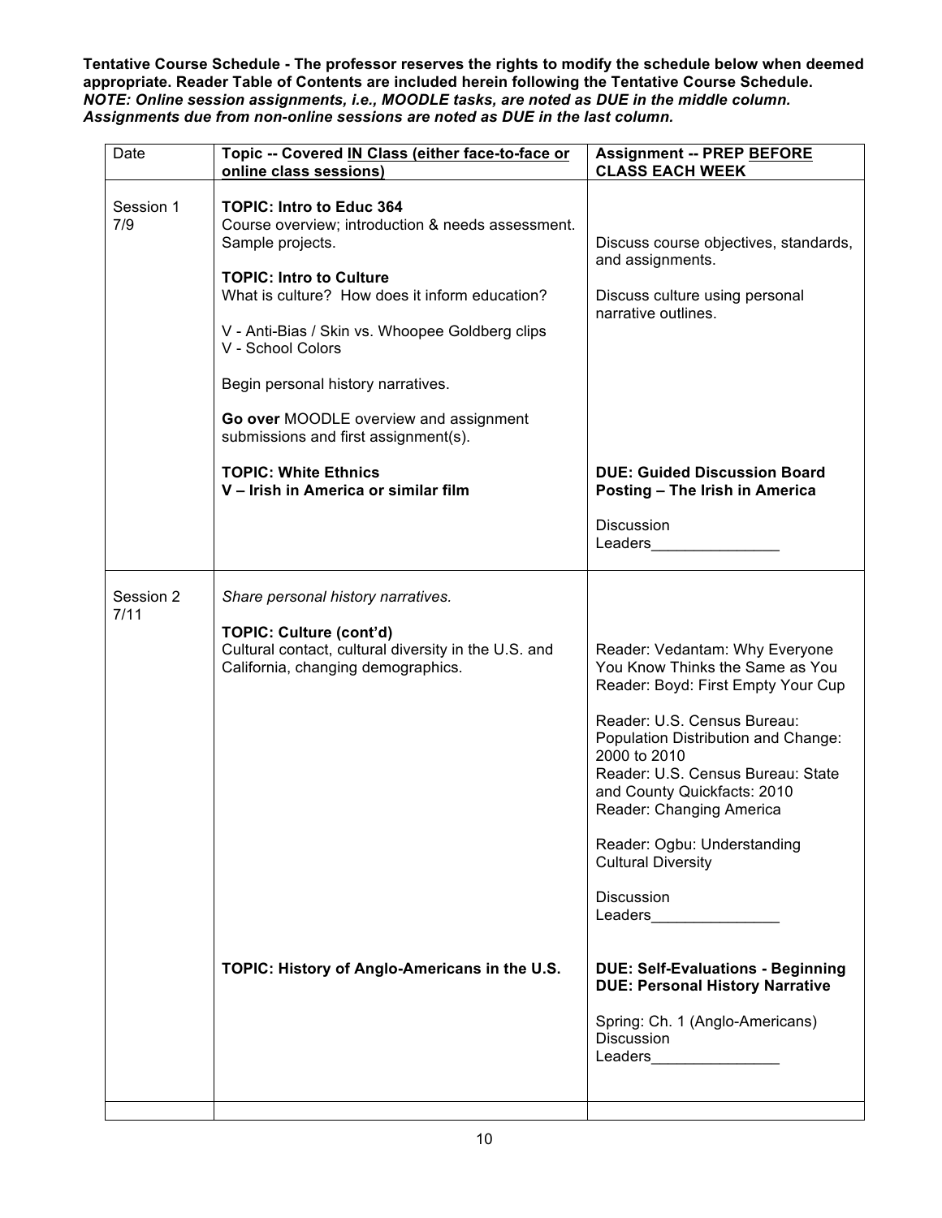**Tentative Course Schedule - The professor reserves the rights to modify the schedule below when deemed appropriate. Reader Table of Contents are included herein following the Tentative Course Schedule.**
***NOTE: Online session assignments, i.e., MOODLE tasks, are noted as DUE in the middle column. Assignments due from non-online sessions are noted as DUE in the last column.***

| Date | Topic -- Covered IN Class (either face-to-face or online class sessions) | Assignment -- PREP BEFORE CLASS EACH WEEK |
|---|---|---|
| Session 1<br>7/9 | **TOPIC: Intro to Educ 364**<br>Course overview; introduction & needs assessment. Sample projects.<br><br>**TOPIC: Intro to Culture**<br>What is culture? How does it inform education?<br><br>V - Anti-Bias / Skin vs. Whoopee Goldberg clips<br>V - School Colors<br><br>Begin personal history narratives.<br><br>**Go over** MOODLE overview and assignment submissions and first assignment(s).<br><br>**TOPIC: White Ethnics**<br>**V – Irish in America or similar film** | Discuss course objectives, standards, and assignments.<br><br>Discuss culture using personal narrative outlines.<br><br>**DUE: Guided Discussion Board Posting – The Irish in America**<br><br>Discussion Leaders_______________ |
| Session 2<br>7/11 | *Share personal history narratives.*<br><br>**TOPIC: Culture (cont'd)**<br>Cultural contact, cultural diversity in the U.S. and California, changing demographics.<br><br>**TOPIC: History of Anglo-Americans in the U.S.** | Reader: Vedantam: Why Everyone You Know Thinks the Same as You<br>Reader: Boyd: First Empty Your Cup<br><br>Reader: U.S. Census Bureau: Population Distribution and Change: 2000 to 2010<br>Reader: U.S. Census Bureau: State and County Quickfacts: 2010<br>Reader: Changing America<br><br>Reader: Ogbu: Understanding Cultural Diversity<br><br>Discussion Leaders_______________<br><br>**DUE: Self-Evaluations - Beginning**<br>**DUE: Personal History Narrative**<br><br>Spring: Ch. 1 (Anglo-Americans)<br>Discussion Leaders_______________ |
| | | |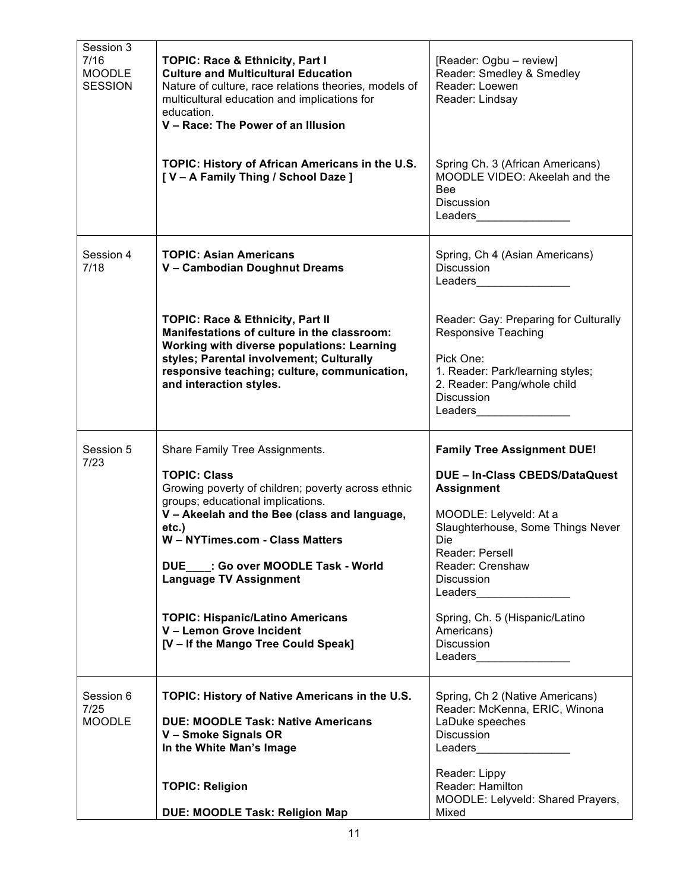| | | |
|---|---|---|
| Session 3<br>7/16<br>MOODLE<br>SESSION | **TOPIC: Race & Ethnicity, Part I**<br>**Culture and Multicultural Education**<br>Nature of culture, race relations theories, models of multicultural education and implications for education.<br>**V – Race: The Power of an Illusion**<br><br>**TOPIC: History of African Americans in the U.S.**<br>**[ V – A Family Thing / School Daze ]** | [Reader: Ogbu – review]<br>Reader: Smedley & Smedley<br>Reader: Loewen<br>Reader: Lindsay<br><br>Spring Ch. 3 (African Americans)<br>MOODLE VIDEO: Akeelah and the Bee<br>Discussion<br>Leaders_______________ |
| Session 4<br>7/18 | **TOPIC: Asian Americans**<br>**V – Cambodian Doughnut Dreams**<br><br>**TOPIC: Race & Ethnicity, Part II**<br>**Manifestations of culture in the classroom: Working with diverse populations: Learning styles; Parental involvement; Culturally responsive teaching; culture, communication, and interaction styles.** | Spring, Ch 4 (Asian Americans)<br>Discussion<br>Leaders_______________<br><br>Reader: Gay: Preparing for Culturally Responsive Teaching<br><br>Pick One:<br>1. Reader: Park/learning styles;<br>2. Reader: Pang/whole child<br>Discussion<br>Leaders_______________ |
| Session 5<br>7/23 | Share Family Tree Assignments.<br><br>**TOPIC: Class**<br>Growing poverty of children; poverty across ethnic groups; educational implications.<br>**V – Akeelah and the Bee (class and language, etc.)**<br>**W – NYTimes.com - Class Matters**<br><br>**DUE____: Go over MOODLE Task - World Language TV Assignment**<br><br>**TOPIC: Hispanic/Latino Americans**<br>**V – Lemon Grove Incident**<br>**[V – If the Mango Tree Could Speak]** | **Family Tree Assignment DUE!**<br><br>**DUE – In-Class CBEDS/DataQuest Assignment**<br><br>MOODLE: Lelyveld: At a Slaughterhouse, Some Things Never Die<br>Reader: Persell<br>Reader: Crenshaw<br>Discussion<br>Leaders_______________<br><br>Spring, Ch. 5 (Hispanic/Latino Americans)<br>Discussion<br>Leaders_______________ |
| Session 6<br>7/25<br>MOODLE | **TOPIC: History of Native Americans in the U.S.**<br><br>**DUE: MOODLE Task: Native Americans**<br>**V – Smoke Signals OR**<br>**In the White Man's Image**<br><br>**TOPIC: Religion**<br><br>**DUE: MOODLE Task: Religion Map** | Spring, Ch 2 (Native Americans)<br>Reader: McKenna, ERIC, Winona LaDuke speeches<br>Discussion<br>Leaders_______________<br><br>Reader: Lippy<br>Reader: Hamilton<br>MOODLE: Lelyveld: Shared Prayers, Mixed |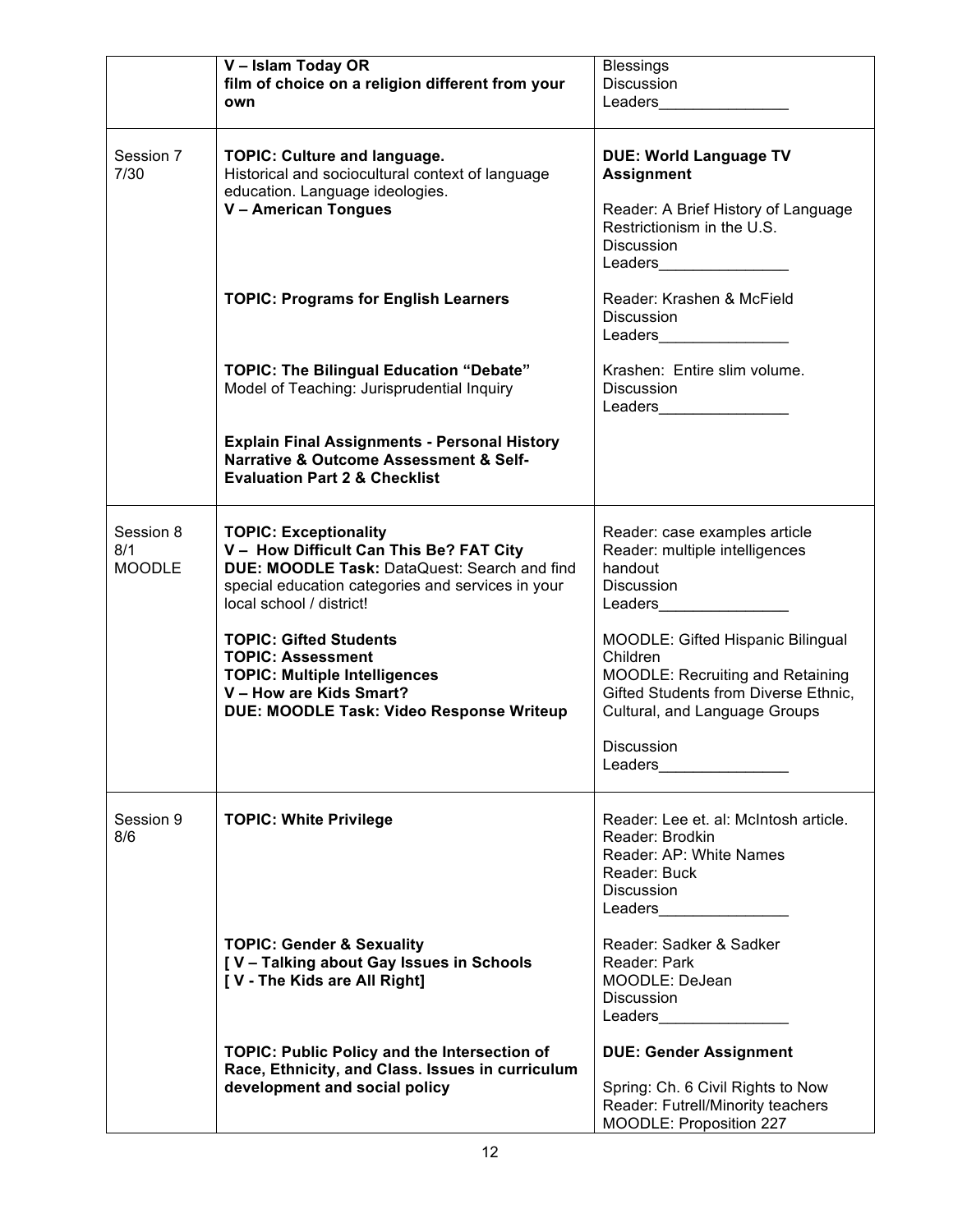| | | |
|---|---|---|
| | **V – Islam Today OR film of choice on a religion different from your own** | Blessings<br>Discussion<br>Leaders_______________ |
| Session 7<br>7/30 | **TOPIC: Culture and language.**<br>Historical and sociocultural context of language education. Language ideologies.<br>**V – American Tongues**<br><br>**TOPIC: Programs for English Learners**<br><br>**TOPIC: The Bilingual Education "Debate"**<br>Model of Teaching: Jurisprudential Inquiry<br><br>**Explain Final Assignments - Personal History Narrative & Outcome Assessment & Self-Evaluation Part 2 & Checklist** | **DUE: World Language TV Assignment**<br><br>Reader: A Brief History of Language Restrictionism in the U.S.<br>Discussion<br>Leaders_______________<br><br>Reader: Krashen & McField<br>Discussion<br>Leaders_______________<br><br>Krashen: Entire slim volume.<br>Discussion<br>Leaders_______________ |
| Session 8<br>8/1<br>MOODLE | **TOPIC: Exceptionality**<br>**V – How Difficult Can This Be? FAT City**<br>**DUE: MOODLE Task:** DataQuest: Search and find special education categories and services in your local school / district!<br><br>**TOPIC: Gifted Students**<br>**TOPIC: Assessment**<br>**TOPIC: Multiple Intelligences**<br>**V – How are Kids Smart?**<br>**DUE: MOODLE Task: Video Response Writeup** | Reader: case examples article<br>Reader: multiple intelligences handout<br>Discussion<br>Leaders_______________<br><br>MOODLE: Gifted Hispanic Bilingual Children<br>MOODLE: Recruiting and Retaining Gifted Students from Diverse Ethnic, Cultural, and Language Groups<br><br>Discussion<br>Leaders_______________ |
| Session 9<br>8/6 | **TOPIC: White Privilege**<br><br>**TOPIC: Gender & Sexuality**<br>**[ V – Talking about Gay Issues in Schools**<br>**[ V - The Kids are All Right]**<br><br>**TOPIC: Public Policy and the Intersection of Race, Ethnicity, and Class. Issues in curriculum development and social policy** | Reader: Lee et. al: McIntosh article.<br>Reader: Brodkin<br>Reader: AP: White Names<br>Reader: Buck<br>Discussion<br>Leaders_______________<br><br>Reader: Sadker & Sadker<br>Reader: Park<br>MOODLE: DeJean<br>Discussion<br>Leaders_______________<br><br>**DUE: Gender Assignment**<br><br>Spring: Ch. 6 Civil Rights to Now<br>Reader: Futrell/Minority teachers<br>MOODLE: Proposition 227 |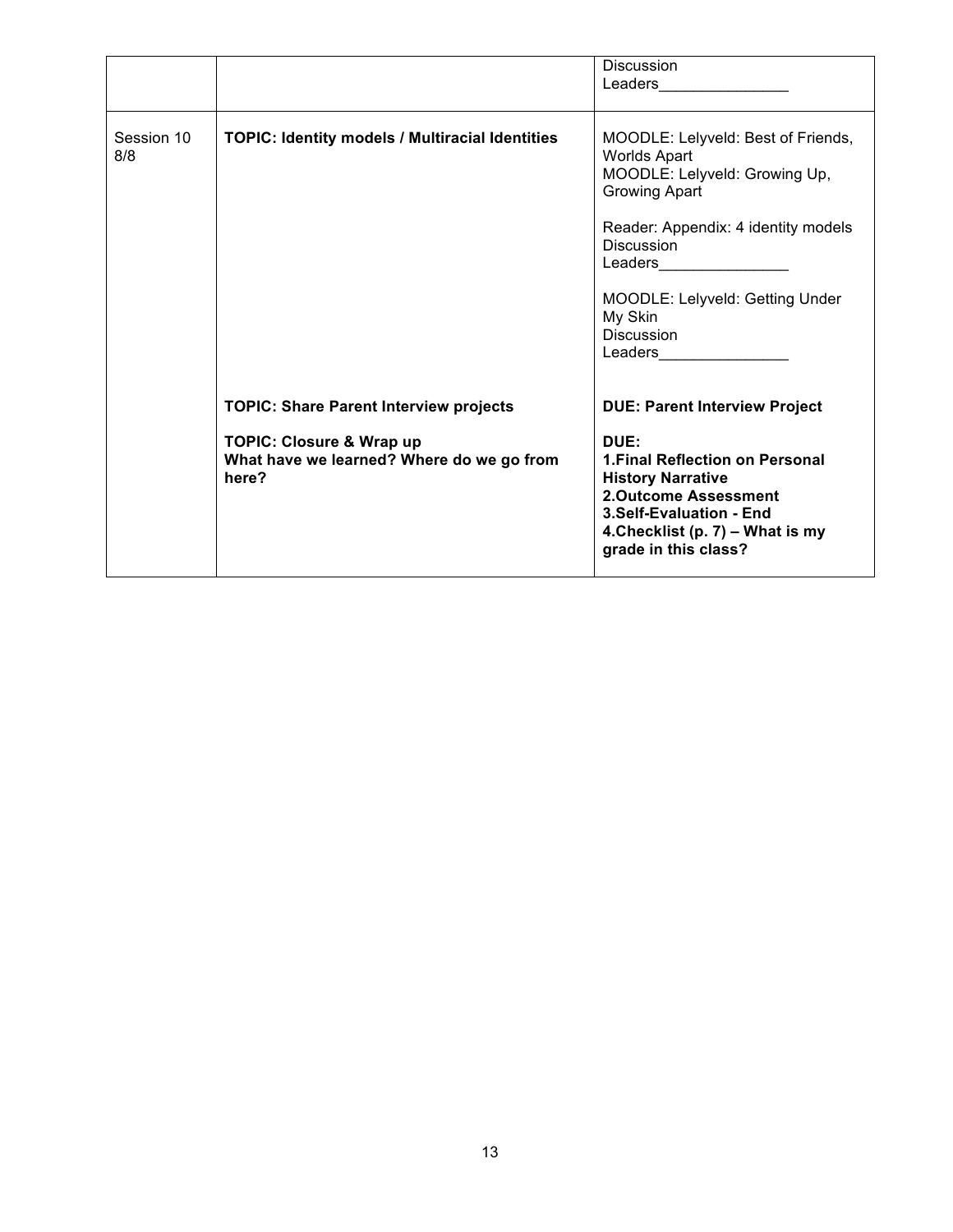| | | |
|---|---|---|
| | | Discussion<br>Leaders_______________ |
| Session 10<br>8/8 | **TOPIC: Identity models / Multiracial Identities** | MOODLE: Lelyveld: Best of Friends, Worlds Apart<br>MOODLE: Lelyveld: Growing Up, Growing Apart<br><br>Reader: Appendix: 4 identity models<br>Discussion<br>Leaders_______________<br><br>MOODLE: Lelyveld: Getting Under My Skin<br>Discussion<br>Leaders_______________ |
| | **TOPIC: Share Parent Interview projects**<br><br>**TOPIC: Closure & Wrap up**<br>**What have we learned? Where do we go from here?** | **DUE: Parent Interview Project**<br><br>**DUE:**<br>**1.Final Reflection on Personal History Narrative**<br>**2.Outcome Assessment**<br>**3.Self-Evaluation - End**<br>**4.Checklist (p. 7) – What is my grade in this class?** |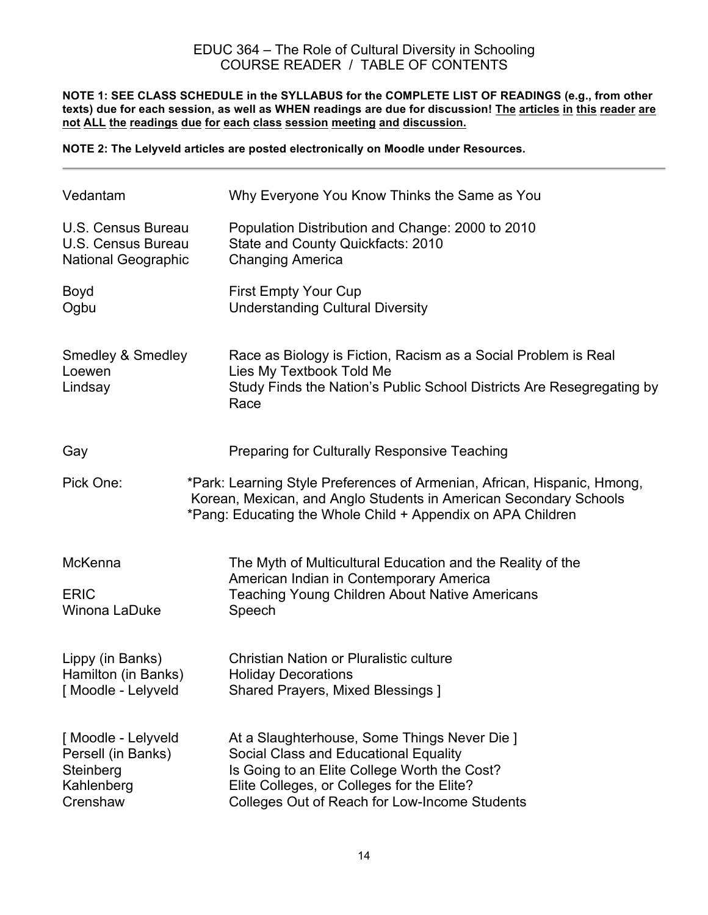# EDUC 364 – The Role of Cultural Diversity in Schooling
## COURSE READER / TABLE OF CONTENTS

**NOTE 1: SEE CLASS SCHEDULE in the SYLLABUS for the COMPLETE LIST OF READINGS (e.g., from other texts) due for each session, as well as WHEN readings are due for discussion! <u>The articles in this reader are not ALL the readings due for each class session meeting and discussion.</u>**

**NOTE 2: The Lelyveld articles are posted electronically on Moodle under Resources.**

---

| | |
|---|---|
| Vedantam | Why Everyone You Know Thinks the Same as You |
| | |
| U.S. Census Bureau | Population Distribution and Change: 2000 to 2010 |
| U.S. Census Bureau | State and County Quickfacts: 2010 |
| National Geographic | Changing America |
| | |
| Boyd | First Empty Your Cup |
| Ogbu | Understanding Cultural Diversity |
| | |
| Smedley & Smedley | Race as Biology is Fiction, Racism as a Social Problem is Real |
| Loewen | Lies My Textbook Told Me |
| Lindsay | Study Finds the Nation's Public School Districts Are Resegregating by Race |
| | |
| Gay | Preparing for Culturally Responsive Teaching |
| | |
| Pick One: | *Park: Learning Style Preferences of Armenian, African, Hispanic, Hmong, Korean, Mexican, and Anglo Students in American Secondary Schools |
| | *Pang: Educating the Whole Child + Appendix on APA Children |
| | |
| McKenna | The Myth of Multicultural Education and the Reality of the American Indian in Contemporary America |
| ERIC | Teaching Young Children About Native Americans |
| Winona LaDuke | Speech |
| | |
| Lippy (in Banks) | Christian Nation or Pluralistic culture |
| Hamilton (in Banks) | Holiday Decorations |
| [ Moodle - Lelyveld | Shared Prayers, Mixed Blessings ] |
| | |
| [ Moodle - Lelyveld | At a Slaughterhouse, Some Things Never Die ] |
| Persell (in Banks) | Social Class and Educational Equality |
| Steinberg | Is Going to an Elite College Worth the Cost? |
| Kahlenberg | Elite Colleges, or Colleges for the Elite? |
| Crenshaw | Colleges Out of Reach for Low-Income Students |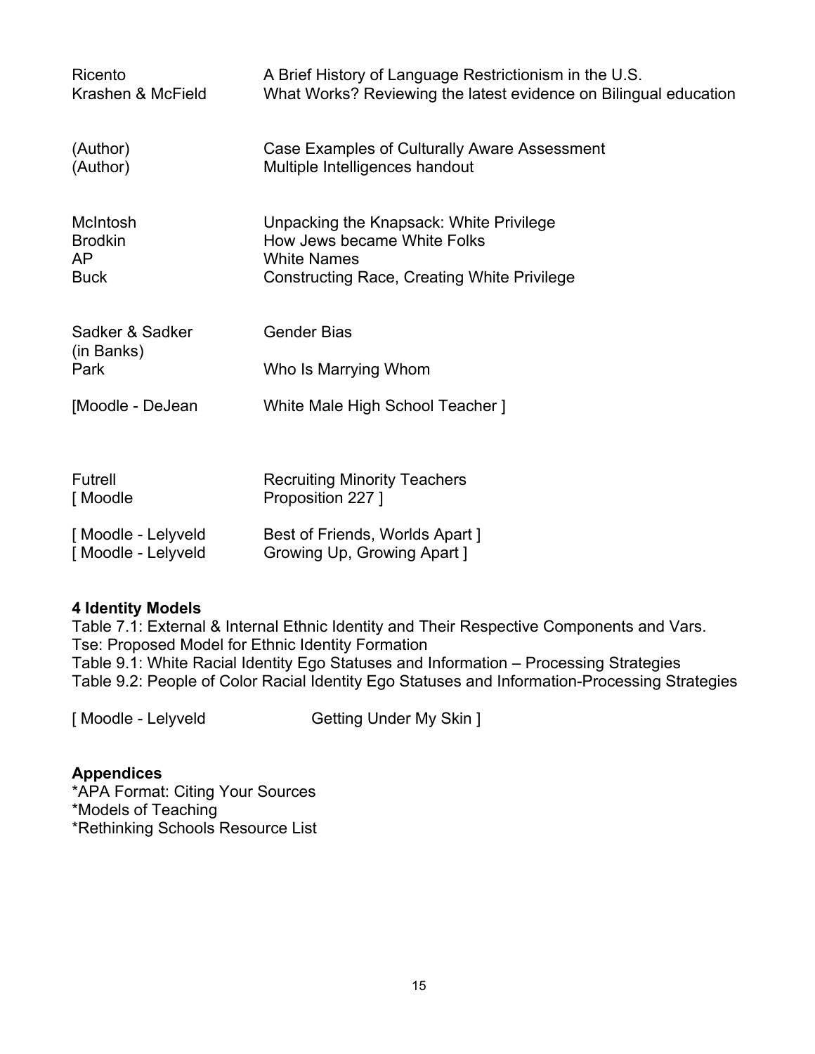| | |
|---|---|
| Ricento | A Brief History of Language Restrictionism in the U.S. |
| Krashen & McField | What Works? Reviewing the latest evidence on Bilingual education |
| | |
| (Author) | Case Examples of Culturally Aware Assessment |
| (Author) | Multiple Intelligences handout |
| | |
| McIntosh | Unpacking the Knapsack: White Privilege |
| Brodkin | How Jews became White Folks |
| AP | White Names |
| Buck | Constructing Race, Creating White Privilege |
| | |
| Sadker & Sadker (in Banks) | Gender Bias |
| Park | Who Is Marrying Whom |
| | |
| [Moodle - DeJean | White Male High School Teacher ] |
| | |
| Futrell | Recruiting Minority Teachers |
| [ Moodle | Proposition 227 ] |
| | |
| [ Moodle - Lelyveld | Best of Friends, Worlds Apart ] |
| [ Moodle - Lelyveld | Growing Up, Growing Apart ] |

**4 Identity Models**

Table 7.1: External & Internal Ethnic Identity and Their Respective Components and Vars.
Tse: Proposed Model for Ethnic Identity Formation
Table 9.1: White Racial Identity Ego Statuses and Information – Processing Strategies
Table 9.2: People of Color Racial Identity Ego Statuses and Information-Processing Strategies

[ Moodle - Lelyveld Getting Under My Skin ]

**Appendices**

*APA Format: Citing Your Sources
*Models of Teaching
*Rethinking Schools Resource List